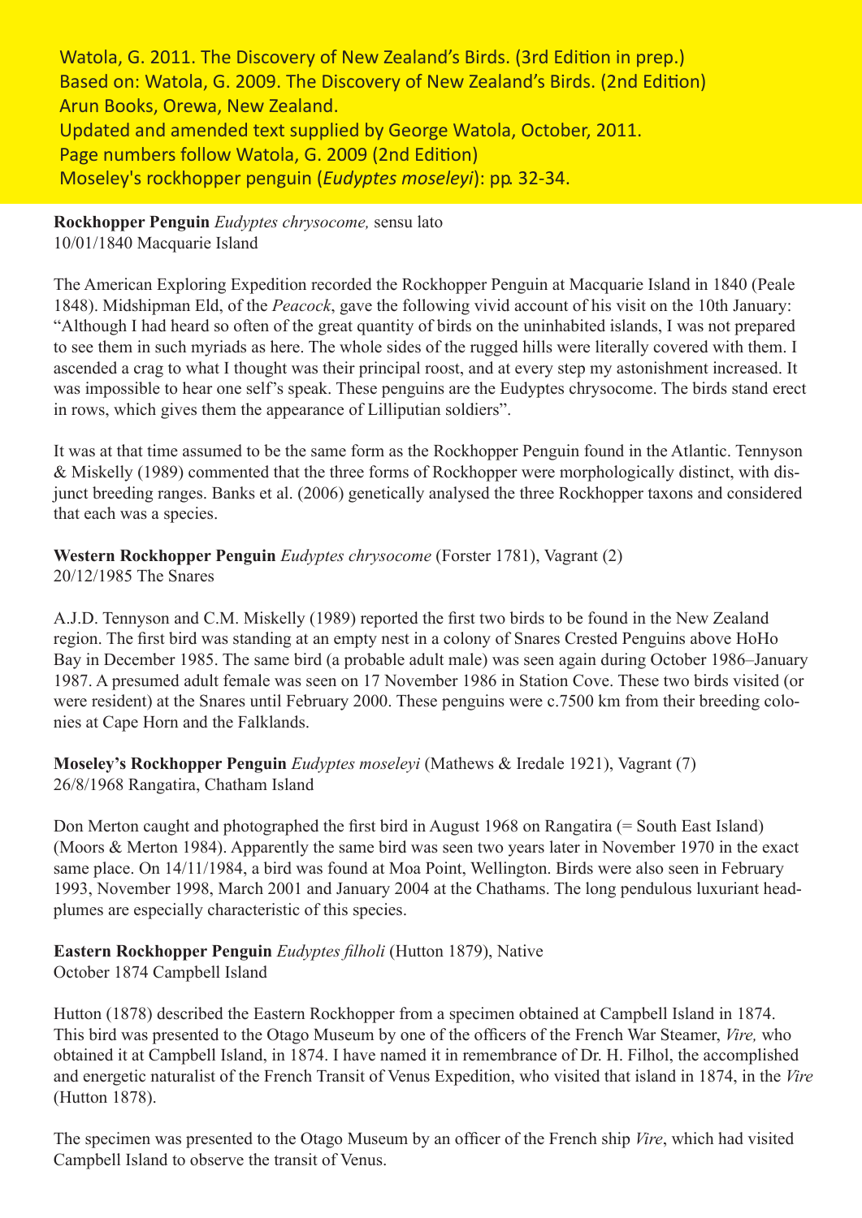Watola, G. 2011. The Discovery of New Zealand's Birds. (3rd Edition in prep.)
Based on: Watola, G. 2009. The Discovery of New Zealand's Birds. (2nd Edition)
Arun Books, Orewa, New Zealand.
Updated and amended text supplied by George Watola, October, 2011.
Page numbers follow Watola, G. 2009 (2nd Edition)
Moseley's rockhopper penguin (*Eudyptes moseleyi*): pp. 32-34.

**Rockhopper Penguin** *Eudyptes chrysocome,* sensu lato
10/01/1840 Macquarie Island

The American Exploring Expedition recorded the Rockhopper Penguin at Macquarie Island in 1840 (Peale 1848). Midshipman Eld, of the *Peacock*, gave the following vivid account of his visit on the 10th January: "Although I had heard so often of the great quantity of birds on the uninhabited islands, I was not prepared to see them in such myriads as here. The whole sides of the rugged hills were literally covered with them. I ascended a crag to what I thought was their principal roost, and at every step my astonishment increased. It was impossible to hear one self's speak. These penguins are the Eudyptes chrysocome. The birds stand erect in rows, which gives them the appearance of Lilliputian soldiers".

It was at that time assumed to be the same form as the Rockhopper Penguin found in the Atlantic. Tennyson & Miskelly (1989) commented that the three forms of Rockhopper were morphologically distinct, with disjunct breeding ranges. Banks et al. (2006) genetically analysed the three Rockhopper taxons and considered that each was a species.

**Western Rockhopper Penguin** *Eudyptes chrysocome* (Forster 1781), Vagrant (2)
20/12/1985 The Snares

A.J.D. Tennyson and C.M. Miskelly (1989) reported the first two birds to be found in the New Zealand region. The first bird was standing at an empty nest in a colony of Snares Crested Penguins above HoHo Bay in December 1985. The same bird (a probable adult male) was seen again during October 1986–January 1987. A presumed adult female was seen on 17 November 1986 in Station Cove. These two birds visited (or were resident) at the Snares until February 2000. These penguins were c.7500 km from their breeding colonies at Cape Horn and the Falklands.

**Moseley's Rockhopper Penguin** *Eudyptes moseleyi* (Mathews & Iredale 1921), Vagrant (7)
26/8/1968 Rangatira, Chatham Island

Don Merton caught and photographed the first bird in August 1968 on Rangatira (= South East Island) (Moors & Merton 1984). Apparently the same bird was seen two years later in November 1970 in the exact same place. On 14/11/1984, a bird was found at Moa Point, Wellington. Birds were also seen in February 1993, November 1998, March 2001 and January 2004 at the Chathams. The long pendulous luxuriant head-plumes are especially characteristic of this species.

**Eastern Rockhopper Penguin** *Eudyptes filholi* (Hutton 1879), Native
October 1874 Campbell Island

Hutton (1878) described the Eastern Rockhopper from a specimen obtained at Campbell Island in 1874. This bird was presented to the Otago Museum by one of the officers of the French War Steamer, *Vire,* who obtained it at Campbell Island, in 1874. I have named it in remembrance of Dr. H. Filhol, the accomplished and energetic naturalist of the French Transit of Venus Expedition, who visited that island in 1874, in the *Vire* (Hutton 1878).

The specimen was presented to the Otago Museum by an officer of the French ship *Vire*, which had visited Campbell Island to observe the transit of Venus.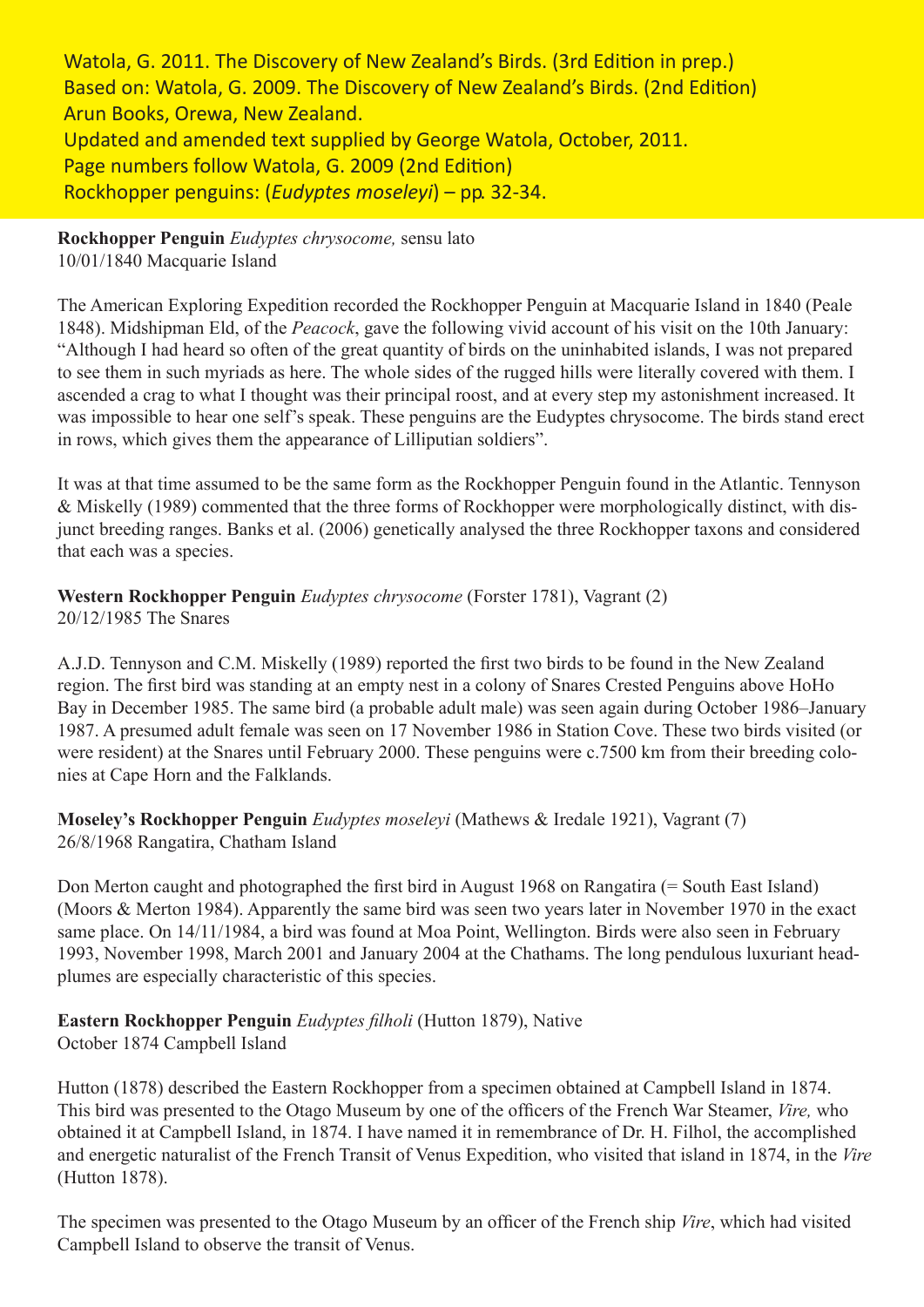Watola, G. 2011. The Discovery of New Zealand's Birds. (3rd Edition in prep.)
Based on: Watola, G. 2009. The Discovery of New Zealand's Birds. (2nd Edition)
Arun Books, Orewa, New Zealand.
Updated and amended text supplied by George Watola, October, 2011.
Page numbers follow Watola, G. 2009 (2nd Edition)
Rockhopper penguins: (*Eudyptes moseleyi*) – pp. 32-34.

**Rockhopper Penguin** *Eudyptes chrysocome,* sensu lato
10/01/1840 Macquarie Island

The American Exploring Expedition recorded the Rockhopper Penguin at Macquarie Island in 1840 (Peale 1848). Midshipman Eld, of the *Peacock*, gave the following vivid account of his visit on the 10th January: "Although I had heard so often of the great quantity of birds on the uninhabited islands, I was not prepared to see them in such myriads as here. The whole sides of the rugged hills were literally covered with them. I ascended a crag to what I thought was their principal roost, and at every step my astonishment increased. It was impossible to hear one self's speak. These penguins are the Eudyptes chrysocome. The birds stand erect in rows, which gives them the appearance of Lilliputian soldiers".

It was at that time assumed to be the same form as the Rockhopper Penguin found in the Atlantic. Tennyson & Miskelly (1989) commented that the three forms of Rockhopper were morphologically distinct, with disjunct breeding ranges. Banks et al. (2006) genetically analysed the three Rockhopper taxons and considered that each was a species.

**Western Rockhopper Penguin** *Eudyptes chrysocome* (Forster 1781), Vagrant (2)
20/12/1985 The Snares

A.J.D. Tennyson and C.M. Miskelly (1989) reported the first two birds to be found in the New Zealand region. The first bird was standing at an empty nest in a colony of Snares Crested Penguins above HoHo Bay in December 1985. The same bird (a probable adult male) was seen again during October 1986–January 1987. A presumed adult female was seen on 17 November 1986 in Station Cove. These two birds visited (or were resident) at the Snares until February 2000. These penguins were c.7500 km from their breeding colonies at Cape Horn and the Falklands.

**Moseley's Rockhopper Penguin** *Eudyptes moseleyi* (Mathews & Iredale 1921), Vagrant (7)
26/8/1968 Rangatira, Chatham Island

Don Merton caught and photographed the first bird in August 1968 on Rangatira (= South East Island) (Moors & Merton 1984). Apparently the same bird was seen two years later in November 1970 in the exact same place. On 14/11/1984, a bird was found at Moa Point, Wellington. Birds were also seen in February 1993, November 1998, March 2001 and January 2004 at the Chathams. The long pendulous luxuriant head-plumes are especially characteristic of this species.

**Eastern Rockhopper Penguin** *Eudyptes filholi* (Hutton 1879), Native
October 1874 Campbell Island

Hutton (1878) described the Eastern Rockhopper from a specimen obtained at Campbell Island in 1874. This bird was presented to the Otago Museum by one of the officers of the French War Steamer, *Vire,* who obtained it at Campbell Island, in 1874. I have named it in remembrance of Dr. H. Filhol, the accomplished and energetic naturalist of the French Transit of Venus Expedition, who visited that island in 1874, in the *Vire* (Hutton 1878).

The specimen was presented to the Otago Museum by an officer of the French ship *Vire*, which had visited Campbell Island to observe the transit of Venus.